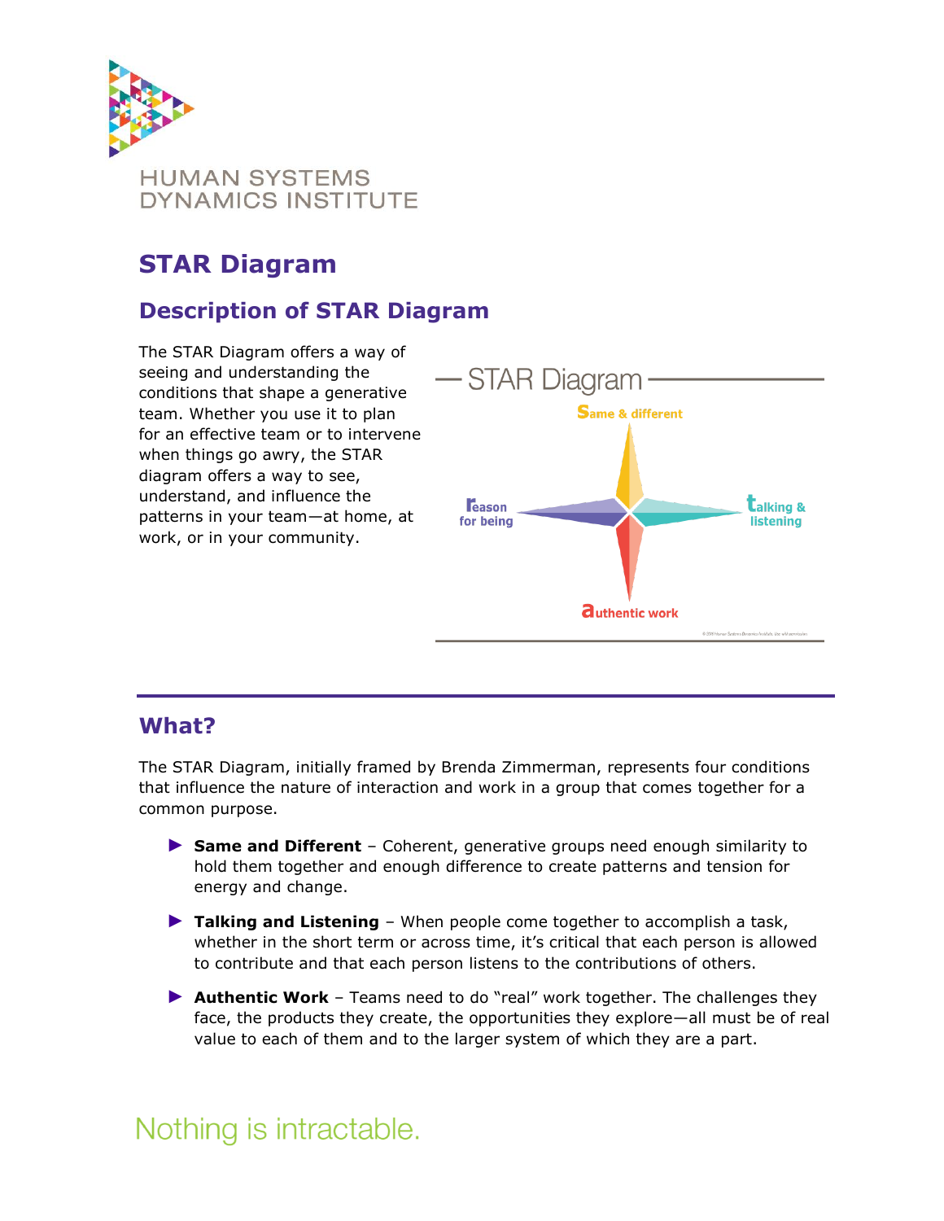HUMAN SYSTEMS DYNAMICS INSTITUTE

# STAR Diagram

## Description of STAR Diagram

The STAR Diagram offers a way of seeing and understanding the conditions that shape a generative team. Whether you use it to plan for an effective team or to intervene when things go awry, the STAR diagram offers a way to see, understand, and influence the patterns in your team—at home, at work, or in your community.

## What?

The STAR Diagram, initially framed by Brenda Zimmerman, represents four conditions that influence the nature of interaction and work in a group that comes together for a common purpose.

- **Same and Different** – Coherent, generative groups need enough similarity to hold them together and enough difference to create patterns and tension for energy and change.
- **Talking and Listening** – When people come together to accomplish a task, whether in the short term or across time, it's critical that each person is allowed to contribute and that each person listens to the contributions of others.
- **Authentic Work** – Teams need to do "real" work together. The challenges they face, the products they create, the opportunities they explore—all must be of real value to each of them and to the larger system of which they are a part.

Nothing is intractable.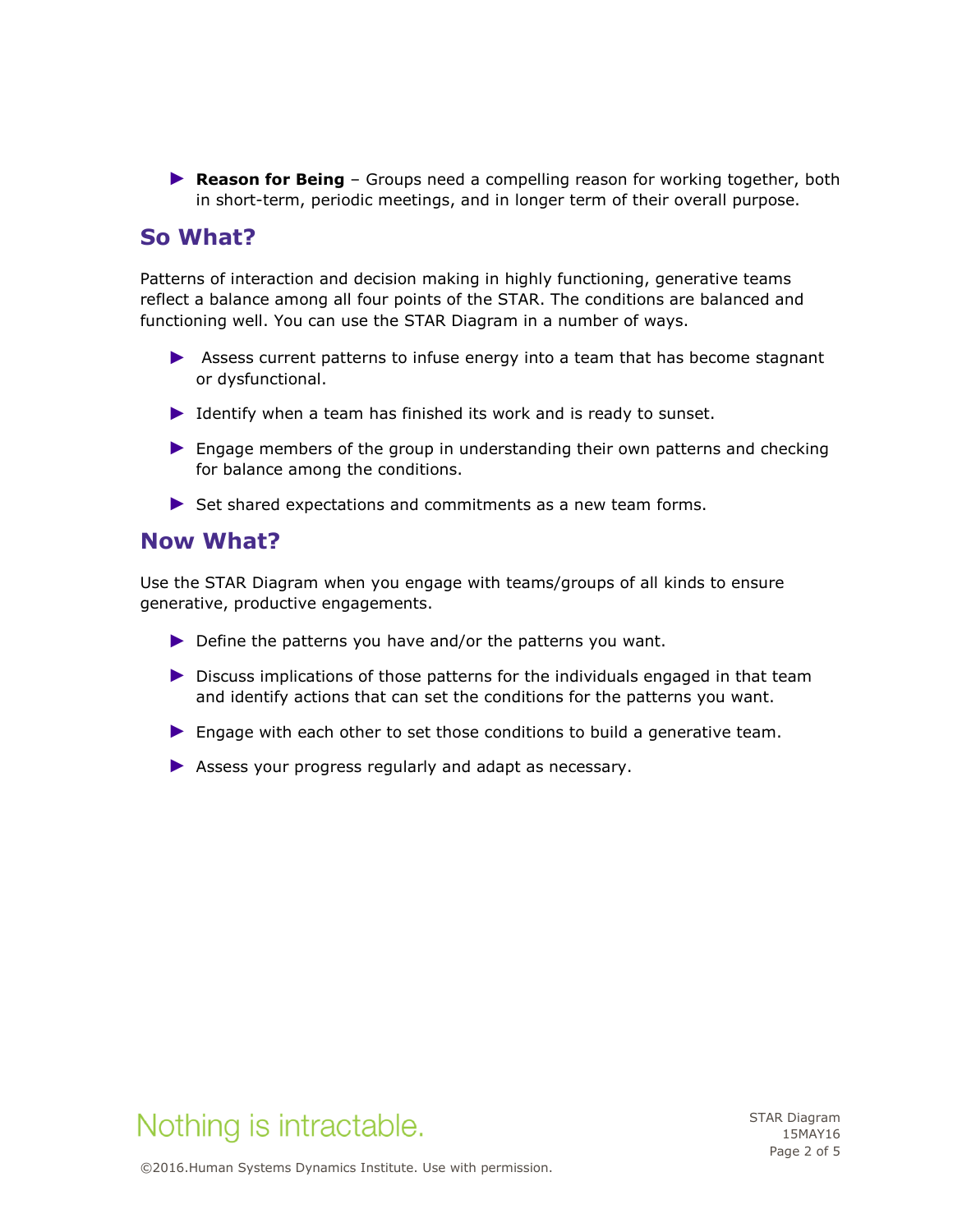- **Reason for Being** – Groups need a compelling reason for working together, both in short-term, periodic meetings, and in longer term of their overall purpose.

## So What?

Patterns of interaction and decision making in highly functioning, generative teams reflect a balance among all four points of the STAR. The conditions are balanced and functioning well. You can use the STAR Diagram in a number of ways.

- Assess current patterns to infuse energy into a team that has become stagnant or dysfunctional.
- Identify when a team has finished its work and is ready to sunset.
- Engage members of the group in understanding their own patterns and checking for balance among the conditions.
- Set shared expectations and commitments as a new team forms.

## Now What?

Use the STAR Diagram when you engage with teams/groups of all kinds to ensure generative, productive engagements.

- Define the patterns you have and/or the patterns you want.
- Discuss implications of those patterns for the individuals engaged in that team and identify actions that can set the conditions for the patterns you want.
- Engage with each other to set those conditions to build a generative team.
- Assess your progress regularly and adapt as necessary.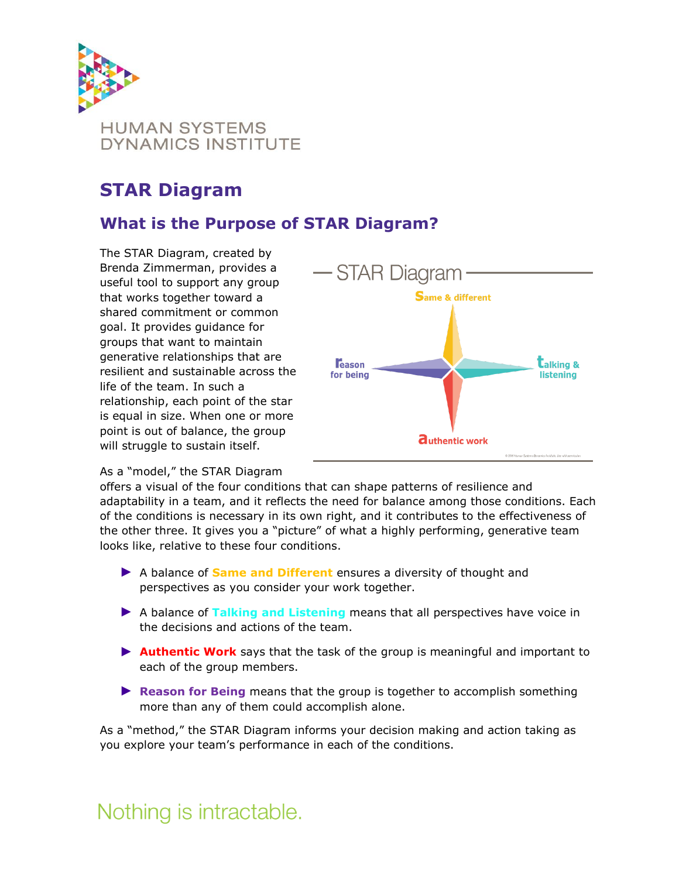# STAR Diagram

## What is the Purpose of STAR Diagram?

The STAR Diagram, created by Brenda Zimmerman, provides a useful tool to support any group that works together toward a shared commitment or common goal. It provides guidance for groups that want to maintain generative relationships that are resilient and sustainable across the life of the team. In such a relationship, each point of the star is equal in size. When one or more point is out of balance, the group will struggle to sustain itself.

As a "model," the STAR Diagram offers a visual of the four conditions that can shape patterns of resilience and adaptability in a team, and it reflects the need for balance among those conditions. Each of the conditions is necessary in its own right, and it contributes to the effectiveness of the other three. It gives you a "picture" of what a highly performing, generative team looks like, relative to these four conditions.

- A balance of **Same and Different** ensures a diversity of thought and perspectives as you consider your work together.
- A balance of **Talking and Listening** means that all perspectives have voice in the decisions and actions of the team.
- **Authentic Work** says that the task of the group is meaningful and important to each of the group members.
- **Reason for Being** means that the group is together to accomplish something more than any of them could accomplish alone.

As a "method," the STAR Diagram informs your decision making and action taking as you explore your team's performance in each of the conditions.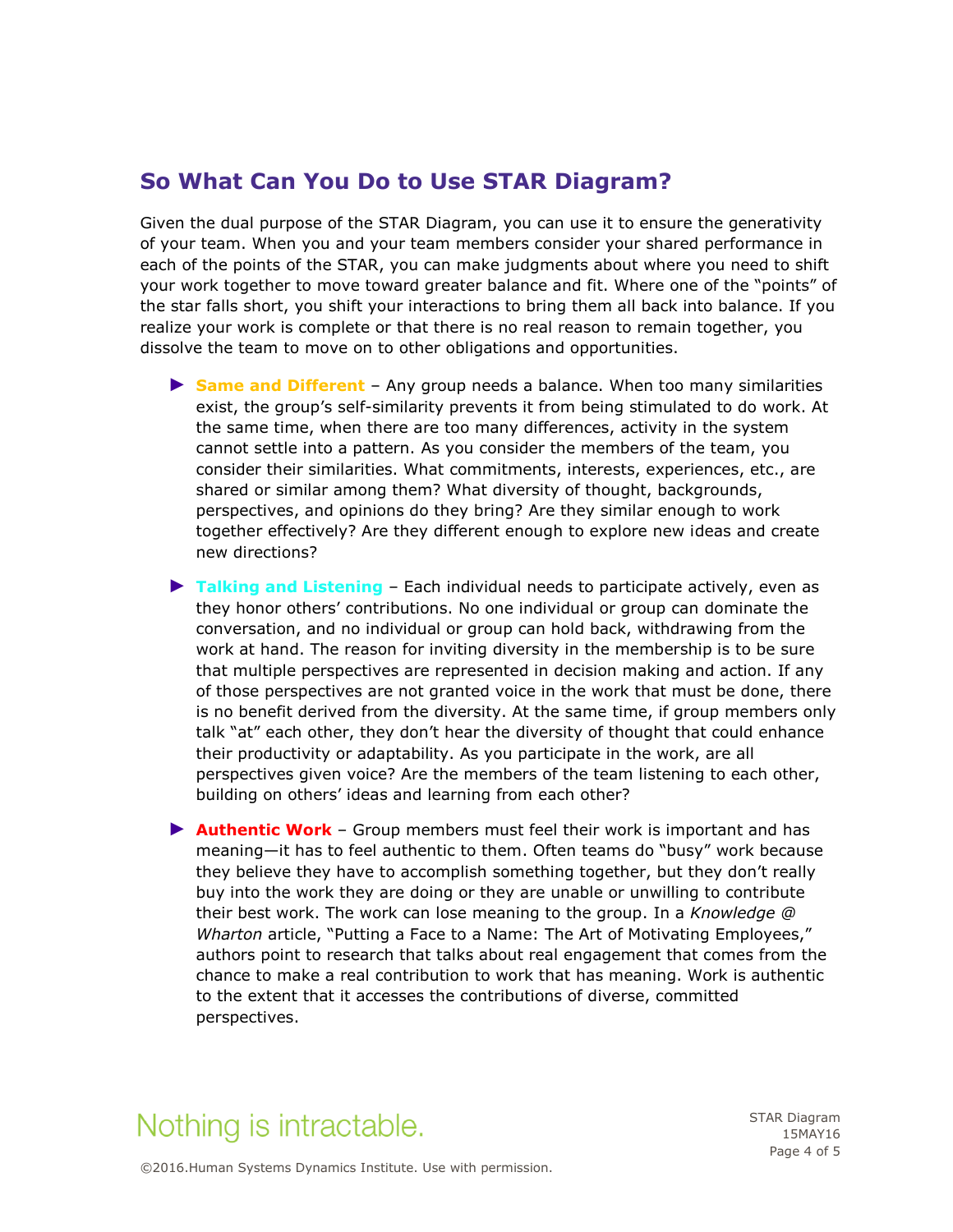## So What Can You Do to Use STAR Diagram?

Given the dual purpose of the STAR Diagram, you can use it to ensure the generativity of your team. When you and your team members consider your shared performance in each of the points of the STAR, you can make judgments about where you need to shift your work together to move toward greater balance and fit. Where one of the "points" of the star falls short, you shift your interactions to bring them all back into balance. If you realize your work is complete or that there is no real reason to remain together, you dissolve the team to move on to other obligations and opportunities.

- **Same and Different** – Any group needs a balance. When too many similarities exist, the group's self-similarity prevents it from being stimulated to do work. At the same time, when there are too many differences, activity in the system cannot settle into a pattern. As you consider the members of the team, you consider their similarities. What commitments, interests, experiences, etc., are shared or similar among them? What diversity of thought, backgrounds, perspectives, and opinions do they bring? Are they similar enough to work together effectively? Are they different enough to explore new ideas and create new directions?

- **Talking and Listening** – Each individual needs to participate actively, even as they honor others' contributions. No one individual or group can dominate the conversation, and no individual or group can hold back, withdrawing from the work at hand. The reason for inviting diversity in the membership is to be sure that multiple perspectives are represented in decision making and action. If any of those perspectives are not granted voice in the work that must be done, there is no benefit derived from the diversity. At the same time, if group members only talk "at" each other, they don't hear the diversity of thought that could enhance their productivity or adaptability. As you participate in the work, are all perspectives given voice? Are the members of the team listening to each other, building on others' ideas and learning from each other?

- **Authentic Work** – Group members must feel their work is important and has meaning—it has to feel authentic to them. Often teams do "busy" work because they believe they have to accomplish something together, but they don't really buy into the work they are doing or they are unable or unwilling to contribute their best work. The work can lose meaning to the group. In a *Knowledge @ Wharton* article, "Putting a Face to a Name: The Art of Motivating Employees," authors point to research that talks about real engagement that comes from the chance to make a real contribution to work that has meaning. Work is authentic to the extent that it accesses the contributions of diverse, committed perspectives.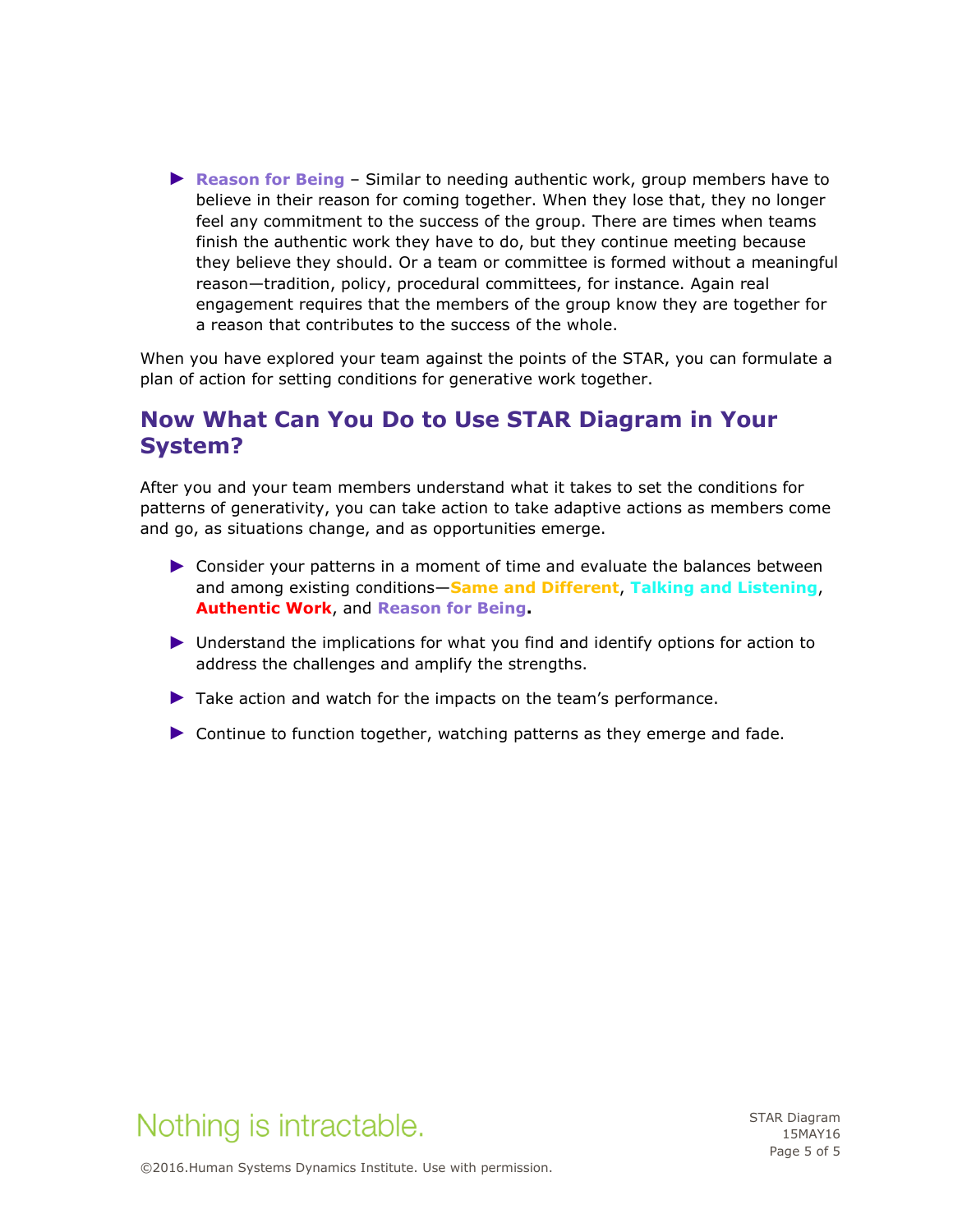- **Reason for Being** – Similar to needing authentic work, group members have to believe in their reason for coming together. When they lose that, they no longer feel any commitment to the success of the group. There are times when teams finish the authentic work they have to do, but they continue meeting because they believe they should. Or a team or committee is formed without a meaningful reason—tradition, policy, procedural committees, for instance. Again real engagement requires that the members of the group know they are together for a reason that contributes to the success of the whole.

When you have explored your team against the points of the STAR, you can formulate a plan of action for setting conditions for generative work together.

## Now What Can You Do to Use STAR Diagram in Your System?

After you and your team members understand what it takes to set the conditions for patterns of generativity, you can take action to take adaptive actions as members come and go, as situations change, and as opportunities emerge.

- Consider your patterns in a moment of time and evaluate the balances between and among existing conditions—**Same and Different**, **Talking and Listening**, **Authentic Work**, and **Reason for Being.**
- Understand the implications for what you find and identify options for action to address the challenges and amplify the strengths.
- Take action and watch for the impacts on the team's performance.
- Continue to function together, watching patterns as they emerge and fade.

Nothing is intractable.

©2016.Human Systems Dynamics Institute. Use with permission.